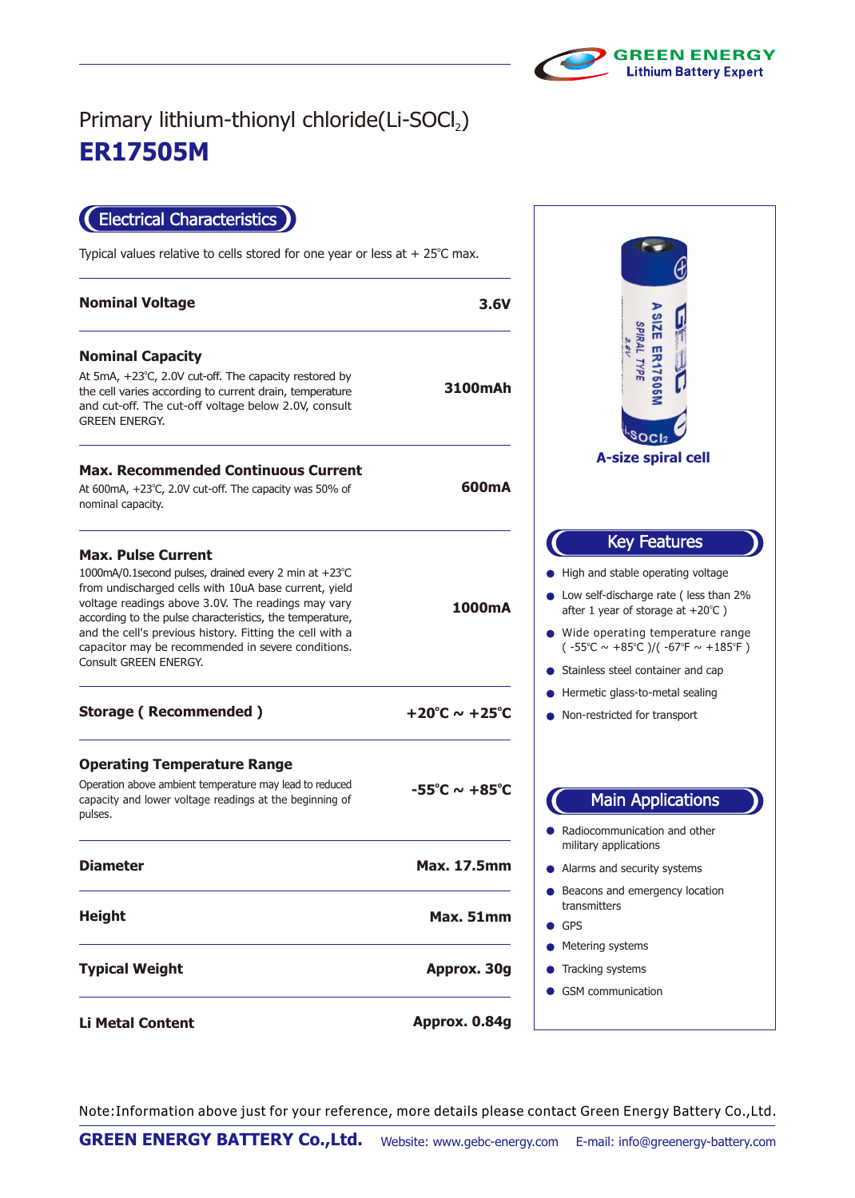GREEN ENERGY
Lithium Battery Expert

# Primary lithium-thionyl chloride($Li\text{-}SOCl_2$)

# ER17505M

## Electrical Characteristics

Typical values relative to cells stored for one year or less at + 25℃ max.

| Parameter | Value |
|---|---|
| **Nominal Voltage** | **3.6V** |
| **Nominal Capacity**<br>At 5mA, +23℃, 2.0V cut-off. The capacity restored by the cell varies according to current drain, temperature and cut-off. The cut-off voltage below 2.0V, consult GREEN ENERGY. | **3100mAh** |
| **Max. Recommended Continuous Current**<br>At 600mA, +23℃, 2.0V cut-off. The capacity was 50% of nominal capacity. | **600mA** |
| **Max. Pulse Current**<br>1000mA/0.1second pulses, drained every 2 min at +23℃ from undischarged cells with 10uA base current, yield voltage readings above 3.0V. The readings may vary according to the pulse characteristics, the temperature, and the cell's previous history. Fitting the cell with a capacitor may be recommended in severe conditions. Consult GREEN ENERGY. | **1000mA** |
| **Storage ( Recommended )** | **+20℃ ~ +25℃** |
| **Operating Temperature Range**<br>Operation above ambient temperature may lead to reduced capacity and lower voltage readings at the beginning of pulses. | **-55℃ ~ +85℃** |
| **Diameter** | **Max. 17.5mm** |
| **Height** | **Max. 51mm** |
| **Typical Weight** | **Approx. 30g** |
| **Li Metal Content** | **Approx. 0.84g** |

**A-size spiral cell**

## Key Features

- High and stable operating voltage
- Low self-discharge rate ( less than 2% after 1 year of storage at +20℃ )
- Wide operating temperature range ( -55℃ ~ +85℃ )/( -67℉ ~ +185℉ )
- Stainless steel container and cap
- Hermetic glass-to-metal sealing
- Non-restricted for transport

## Main Applications

- Radiocommunication and other military applications
- Alarms and security systems
- Beacons and emergency location transmitters
- GPS
- Metering systems
- Tracking systems
- GSM communication

Note:Information above just for your reference, more details please contact Green Energy Battery Co.,Ltd.

**GREEN ENERGY BATTERY Co.,Ltd.** Website: www.gebc-energy.com E-mail: info@greenergy-battery.com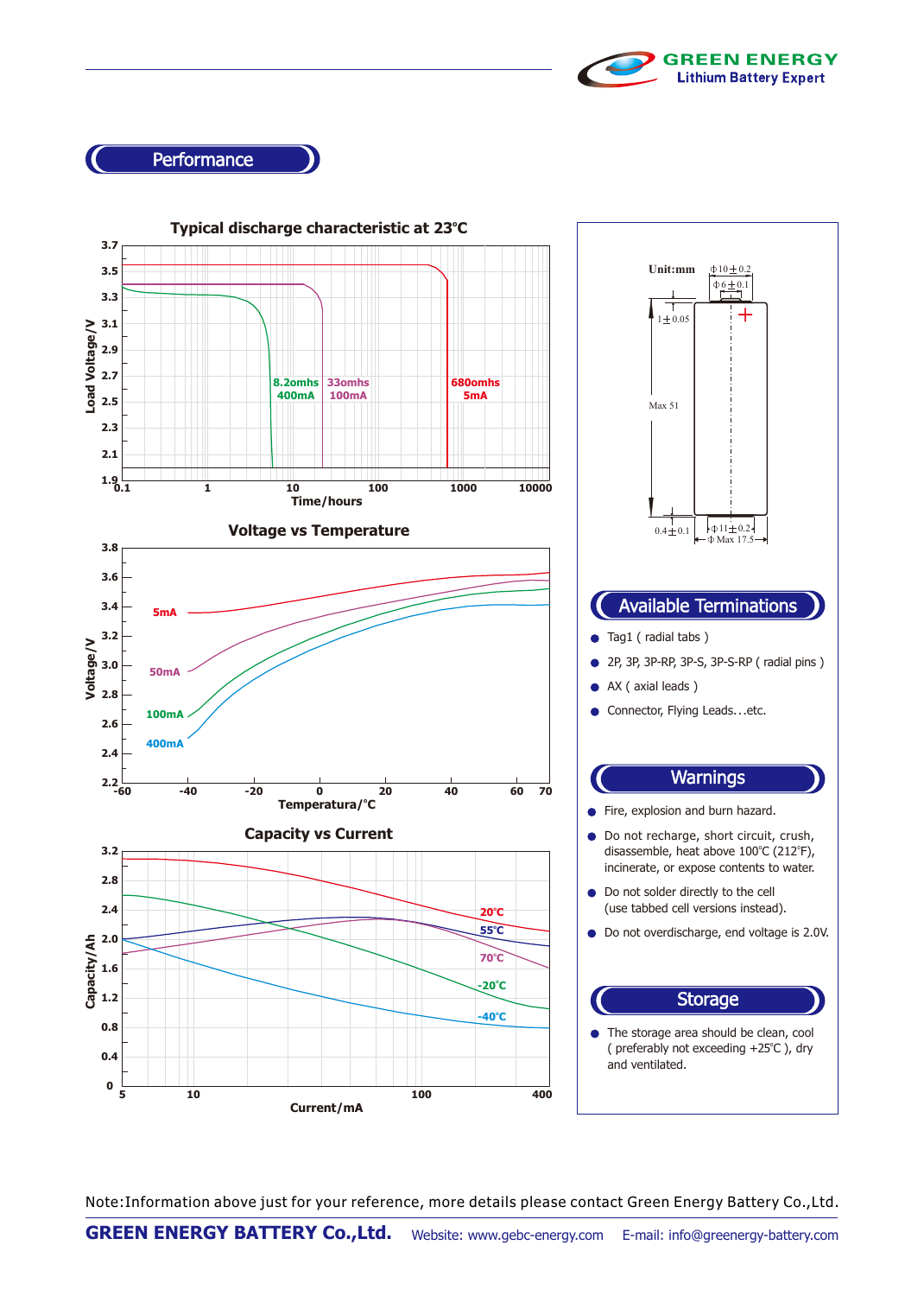## Performance

### Typical discharge characteristic at 23℃

Load Voltage/V

3.7
3.5
3.3
3.1
2.9
2.7
2.5
2.3
2.1
1.9

8.2ohms 400mA
33ohms 100mA
680ohms 5mA

0.1 1 10 100 1000 10000

Time/hours

### Voltage vs Temperature

Voltage/V

3.8
3.6
3.4
3.2
3.0
2.8
2.6
2.4
2.2

5mA
50mA
100mA
400mA

-60 -40 -20 0 20 40 60 70

Temperatura/℃

### Capacity vs Current

Capacity/Ah

3.2
2.8
2.4
2.0
1.6
1.2
0.8
0.4
0

20℃
55℃
70℃
-20℃
-40℃

5 10 100 400

Current/mA

Unit:mm

Φ10±0.2
Φ6±0.1
1±0.05
Max 51
0.4±0.1
Φ11±0.2
Φ Max 17.5

## Available Terminations

- Tag1 ( radial tabs )
- 2P, 3P, 3P-RP, 3P-S, 3P-S-RP ( radial pins )
- AX ( axial leads )
- Connector, Flying Leads…etc.

## Warnings

- Fire, explosion and burn hazard.
- Do not recharge, short circuit, crush, disassemble, heat above 100℃ (212℉), incinerate, or expose contents to water.
- Do not solder directly to the cell (use tabbed cell versions instead).
- Do not overdischarge, end voltage is 2.0V.

## Storage

- The storage area should be clean, cool ( preferably not exceeding +25℃ ), dry and ventilated.

Note:Information above just for your reference, more details please contact Green Energy Battery Co.,Ltd.

**GREEN ENERGY BATTERY Co.,Ltd.** Website: www.gebc-energy.com E-mail: info@greenergy-battery.com